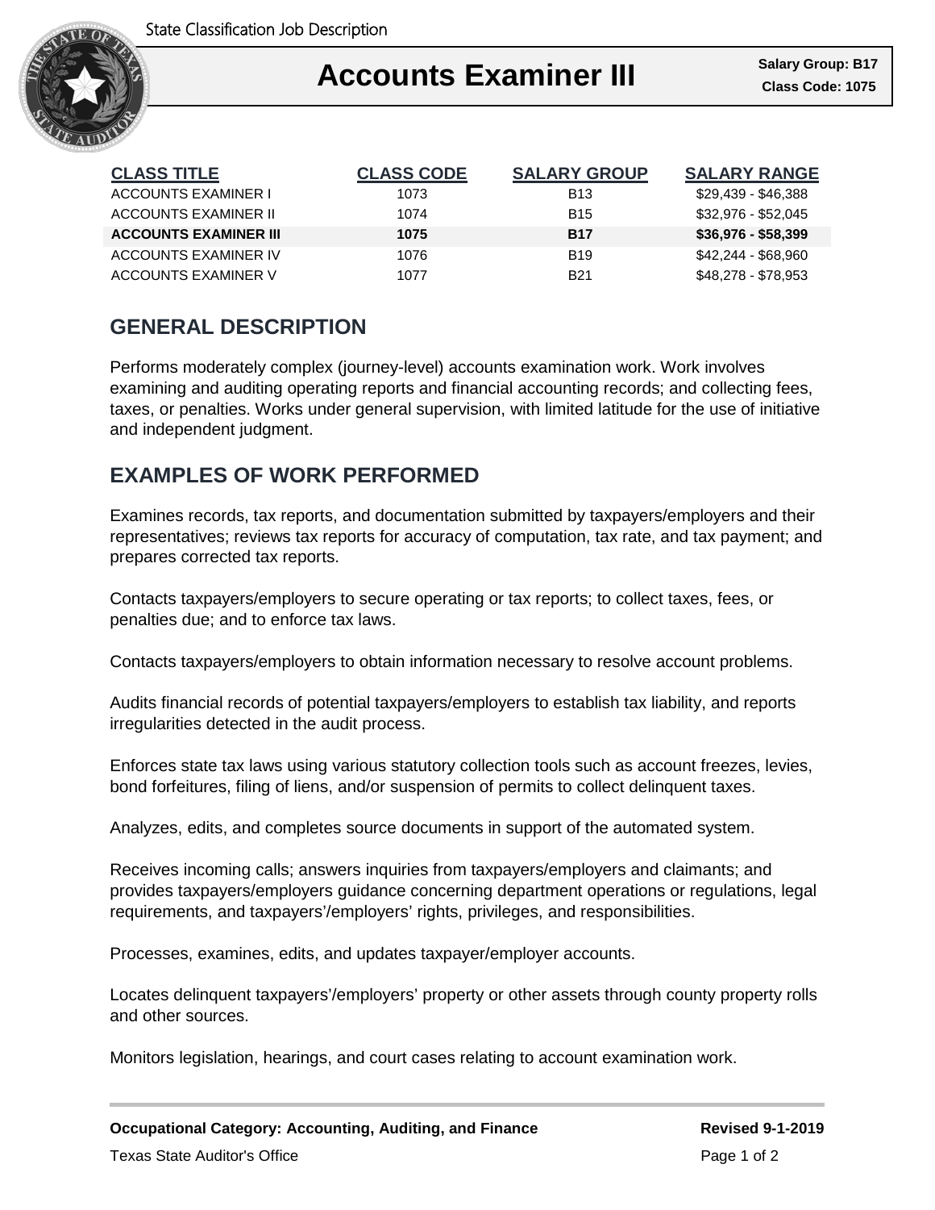State Classification Job Description

# Accounts Examiner III

**Salary Group: B17**
**Class Code: 1075**

| CLASS TITLE | CLASS CODE | SALARY GROUP | SALARY RANGE |
|---|---|---|---|
| ACCOUNTS EXAMINER I | 1073 | B13 | $29,439 - $46,388 |
| ACCOUNTS EXAMINER II | 1074 | B15 | $32,976 - $52,045 |
| **ACCOUNTS EXAMINER III** | **1075** | **B17** | **$36,976 - $58,399** |
| ACCOUNTS EXAMINER IV | 1076 | B19 | $42,244 - $68,960 |
| ACCOUNTS EXAMINER V | 1077 | B21 | $48,278 - $78,953 |

## GENERAL DESCRIPTION

Performs moderately complex (journey-level) accounts examination work. Work involves examining and auditing operating reports and financial accounting records; and collecting fees, taxes, or penalties. Works under general supervision, with limited latitude for the use of initiative and independent judgment.

## EXAMPLES OF WORK PERFORMED

Examines records, tax reports, and documentation submitted by taxpayers/employers and their representatives; reviews tax reports for accuracy of computation, tax rate, and tax payment; and prepares corrected tax reports.

Contacts taxpayers/employers to secure operating or tax reports; to collect taxes, fees, or penalties due; and to enforce tax laws.

Contacts taxpayers/employers to obtain information necessary to resolve account problems.

Audits financial records of potential taxpayers/employers to establish tax liability, and reports irregularities detected in the audit process.

Enforces state tax laws using various statutory collection tools such as account freezes, levies, bond forfeitures, filing of liens, and/or suspension of permits to collect delinquent taxes.

Analyzes, edits, and completes source documents in support of the automated system.

Receives incoming calls; answers inquiries from taxpayers/employers and claimants; and provides taxpayers/employers guidance concerning department operations or regulations, legal requirements, and taxpayers'/employers' rights, privileges, and responsibilities.

Processes, examines, edits, and updates taxpayer/employer accounts.

Locates delinquent taxpayers'/employers' property or other assets through county property rolls and other sources.

Monitors legislation, hearings, and court cases relating to account examination work.

**Occupational Category: Accounting, Auditing, and Finance** **Revised 9-1-2019**

Texas State Auditor's Office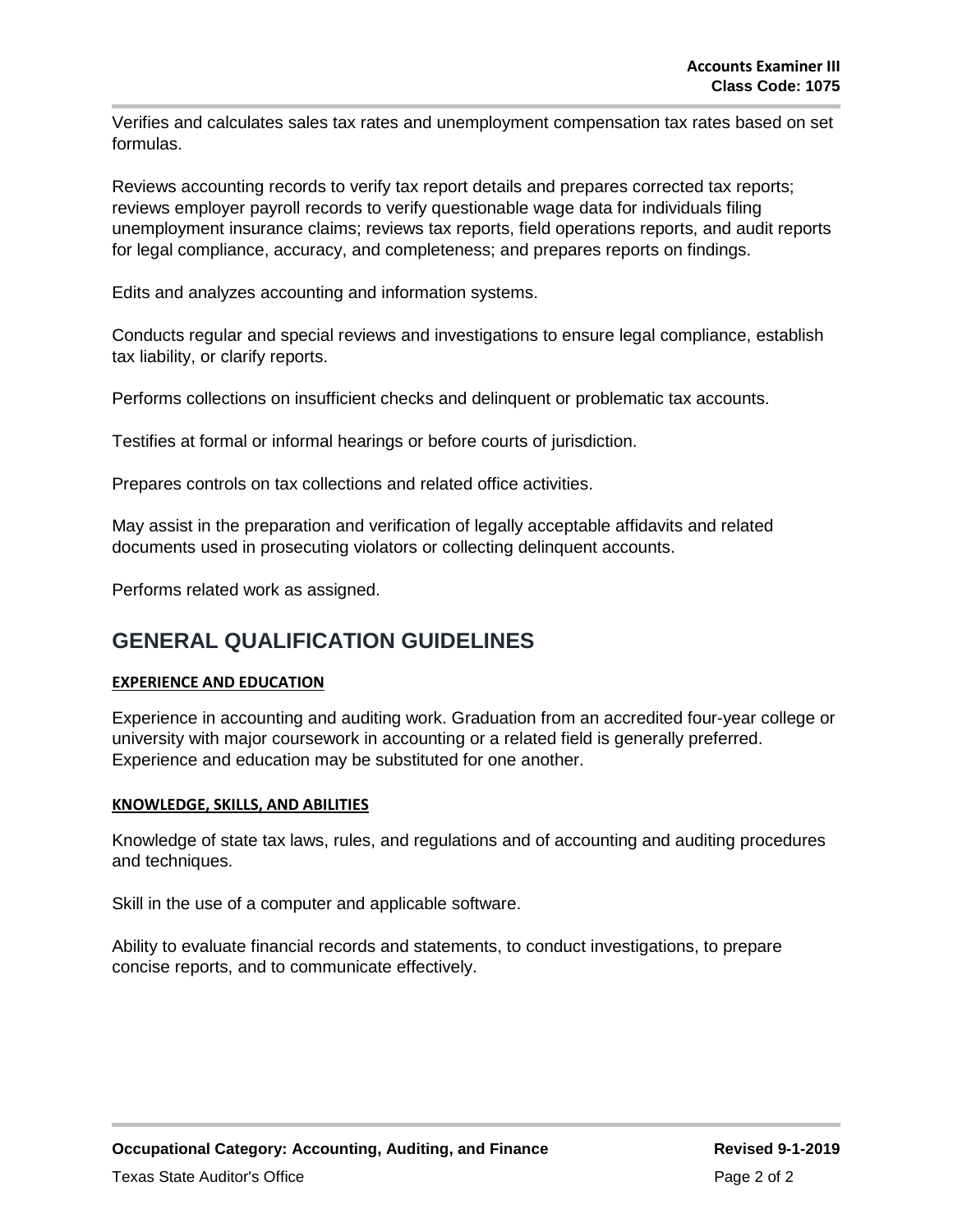Verifies and calculates sales tax rates and unemployment compensation tax rates based on set formulas.

Reviews accounting records to verify tax report details and prepares corrected tax reports; reviews employer payroll records to verify questionable wage data for individuals filing unemployment insurance claims; reviews tax reports, field operations reports, and audit reports for legal compliance, accuracy, and completeness; and prepares reports on findings.

Edits and analyzes accounting and information systems.

Conducts regular and special reviews and investigations to ensure legal compliance, establish tax liability, or clarify reports.

Performs collections on insufficient checks and delinquent or problematic tax accounts.

Testifies at formal or informal hearings or before courts of jurisdiction.

Prepares controls on tax collections and related office activities.

May assist in the preparation and verification of legally acceptable affidavits and related documents used in prosecuting violators or collecting delinquent accounts.

Performs related work as assigned.

## GENERAL QUALIFICATION GUIDELINES

### EXPERIENCE AND EDUCATION

Experience in accounting and auditing work. Graduation from an accredited four-year college or university with major coursework in accounting or a related field is generally preferred. Experience and education may be substituted for one another.

### KNOWLEDGE, SKILLS, AND ABILITIES

Knowledge of state tax laws, rules, and regulations and of accounting and auditing procedures and techniques.

Skill in the use of a computer and applicable software.

Ability to evaluate financial records and statements, to conduct investigations, to prepare concise reports, and to communicate effectively.